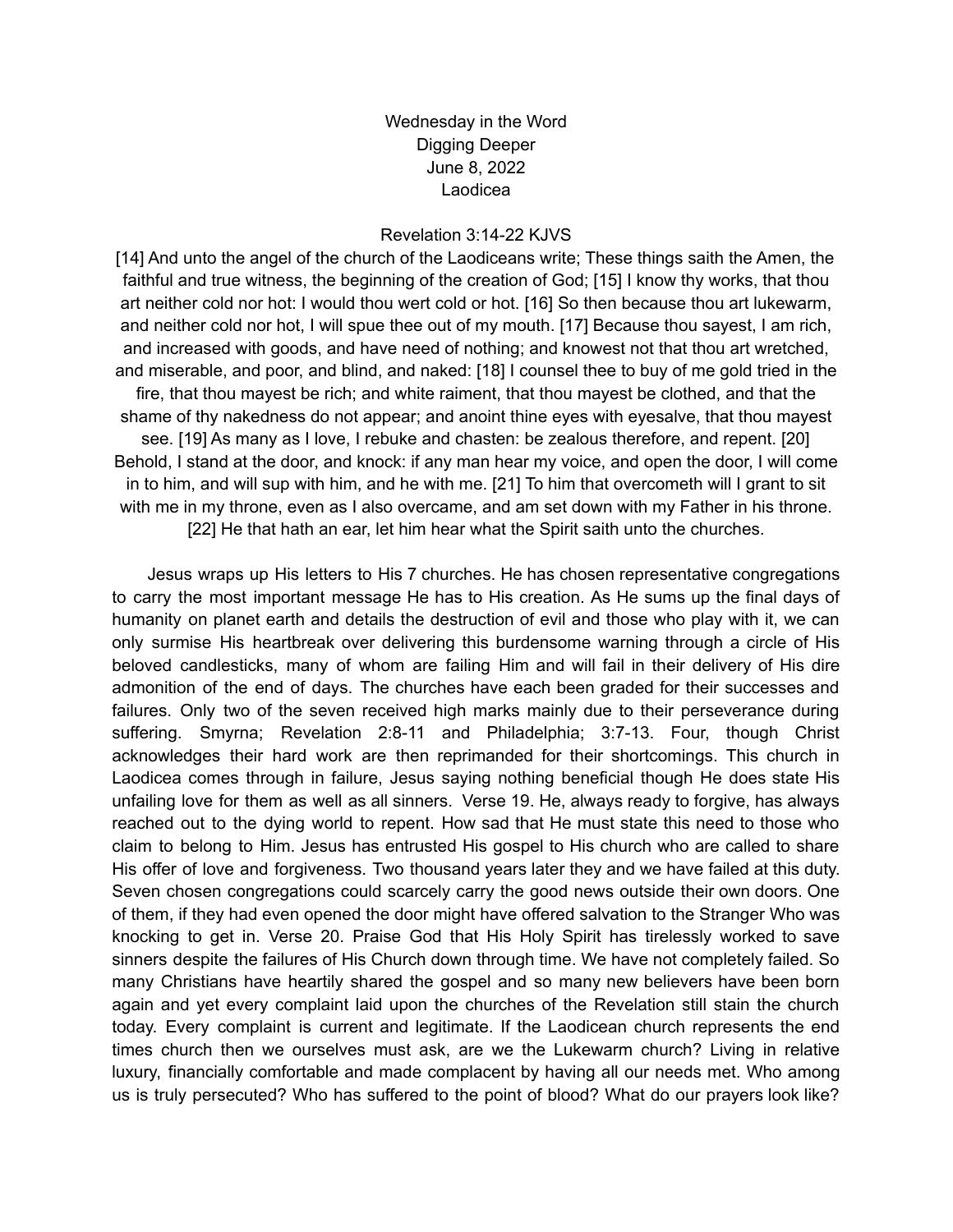Wednesday in the Word
Digging Deeper
June 8, 2022
Laodicea

Revelation 3:14-22 KJVS

[14] And unto the angel of the church of the Laodiceans write; These things saith the Amen, the faithful and true witness, the beginning of the creation of God; [15] I know thy works, that thou art neither cold nor hot: I would thou wert cold or hot. [16] So then because thou art lukewarm, and neither cold nor hot, I will spue thee out of my mouth. [17] Because thou sayest, I am rich, and increased with goods, and have need of nothing; and knowest not that thou art wretched, and miserable, and poor, and blind, and naked: [18] I counsel thee to buy of me gold tried in the fire, that thou mayest be rich; and white raiment, that thou mayest be clothed, and that the shame of thy nakedness do not appear; and anoint thine eyes with eyesalve, that thou mayest see. [19] As many as I love, I rebuke and chasten: be zealous therefore, and repent. [20] Behold, I stand at the door, and knock: if any man hear my voice, and open the door, I will come in to him, and will sup with him, and he with me. [21] To him that overcometh will I grant to sit with me in my throne, even as I also overcame, and am set down with my Father in his throne. [22] He that hath an ear, let him hear what the Spirit saith unto the churches.

Jesus wraps up His letters to His 7 churches. He has chosen representative congregations to carry the most important message He has to His creation. As He sums up the final days of humanity on planet earth and details the destruction of evil and those who play with it, we can only surmise His heartbreak over delivering this burdensome warning through a circle of His beloved candlesticks, many of whom are failing Him and will fail in their delivery of His dire admonition of the end of days. The churches have each been graded for their successes and failures. Only two of the seven received high marks mainly due to their perseverance during suffering. Smyrna; Revelation 2:8-11 and Philadelphia; 3:7-13. Four, though Christ acknowledges their hard work are then reprimanded for their shortcomings. This church in Laodicea comes through in failure, Jesus saying nothing beneficial though He does state His unfailing love for them as well as all sinners. Verse 19. He, always ready to forgive, has always reached out to the dying world to repent. How sad that He must state this need to those who claim to belong to Him. Jesus has entrusted His gospel to His church who are called to share His offer of love and forgiveness. Two thousand years later they and we have failed at this duty. Seven chosen congregations could scarcely carry the good news outside their own doors. One of them, if they had even opened the door might have offered salvation to the Stranger Who was knocking to get in. Verse 20. Praise God that His Holy Spirit has tirelessly worked to save sinners despite the failures of His Church down through time. We have not completely failed. So many Christians have heartily shared the gospel and so many new believers have been born again and yet every complaint laid upon the churches of the Revelation still stain the church today. Every complaint is current and legitimate. If the Laodicean church represents the end times church then we ourselves must ask, are we the Lukewarm church? Living in relative luxury, financially comfortable and made complacent by having all our needs met. Who among us is truly persecuted? Who has suffered to the point of blood? What do our prayers look like?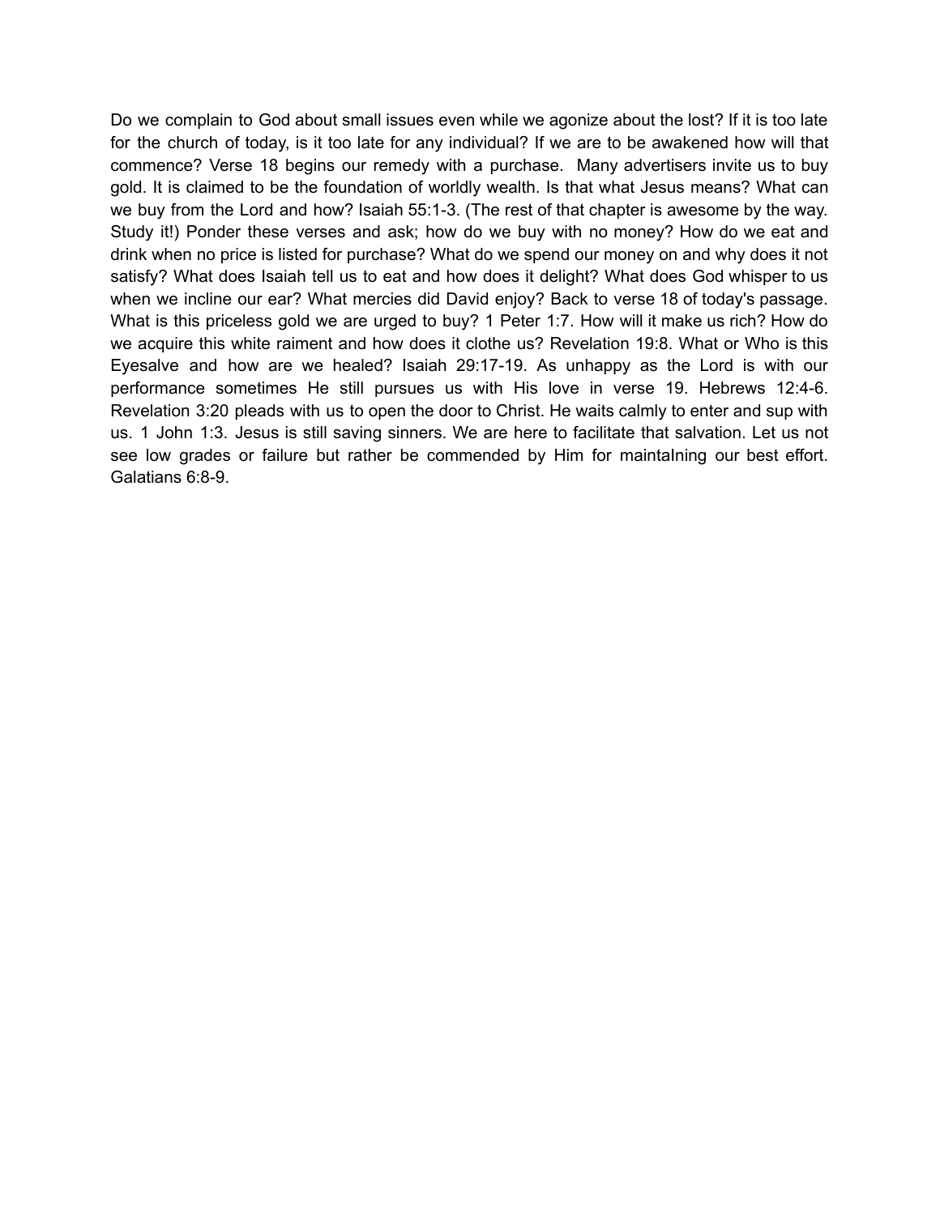Do we complain to God about small issues even while we agonize about the lost? If it is too late for the church of today, is it too late for any individual? If we are to be awakened how will that commence? Verse 18 begins our remedy with a purchase. Many advertisers invite us to buy gold. It is claimed to be the foundation of worldly wealth. Is that what Jesus means? What can we buy from the Lord and how? Isaiah 55:1-3. (The rest of that chapter is awesome by the way. Study it!) Ponder these verses and ask; how do we buy with no money? How do we eat and drink when no price is listed for purchase? What do we spend our money on and why does it not satisfy? What does Isaiah tell us to eat and how does it delight? What does God whisper to us when we incline our ear? What mercies did David enjoy? Back to verse 18 of today's passage. What is this priceless gold we are urged to buy? 1 Peter 1:7. How will it make us rich? How do we acquire this white raiment and how does it clothe us? Revelation 19:8. What or Who is this Eyesalve and how are we healed? Isaiah 29:17-19. As unhappy as the Lord is with our performance sometimes He still pursues us with His love in verse 19. Hebrews 12:4-6. Revelation 3:20 pleads with us to open the door to Christ. He waits calmly to enter and sup with us. 1 John 1:3. Jesus is still saving sinners. We are here to facilitate that salvation. Let us not see low grades or failure but rather be commended by Him for maintaIning our best effort. Galatians 6:8-9.